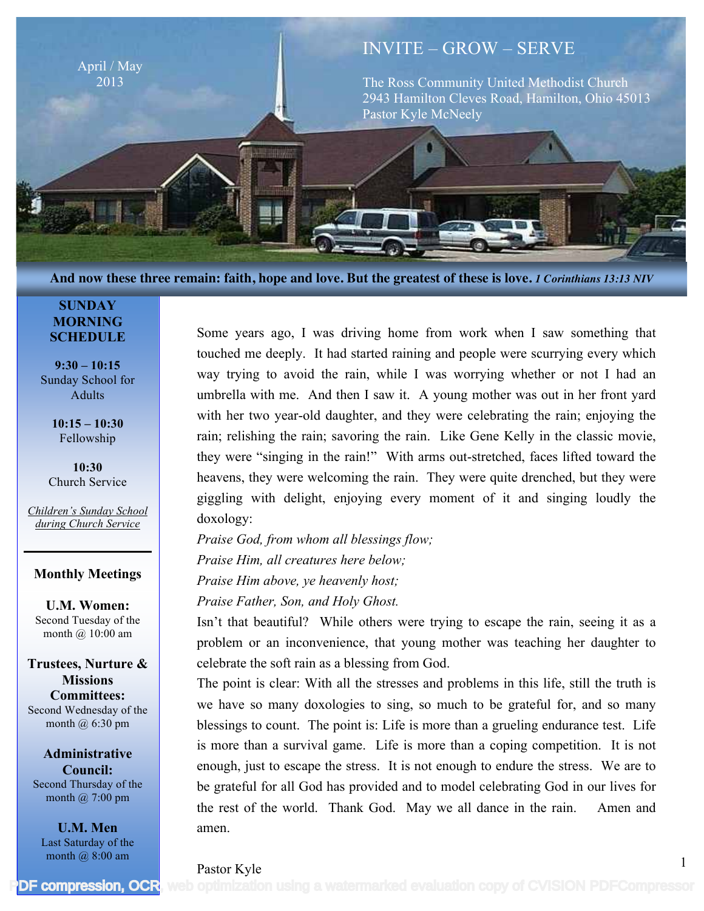April / May
2013

# INVITE – GROW – SERVE

The Ross Community United Methodist Church
2943 Hamilton Cleves Road, Hamilton, Ohio 45013
Pastor Kyle McNeely

**And now these three remain: faith, hope and love. But the greatest of these is love.** ***1 Corinthians 13:13 NIV***

**SUNDAY MORNING SCHEDULE**

**9:30 – 10:15**
Sunday School for Adults

**10:15 – 10:30**
Fellowship

**10:30**
Church Service

*Children's Sunday School during Church Service*

---

**Monthly Meetings**

**U.M. Women:**
Second Tuesday of the month @ 10:00 am

**Trustees, Nurture & Missions Committees:**
Second Wednesday of the month @ 6:30 pm

**Administrative Council:**
Second Thursday of the month @ 7:00 pm

**U.M. Men**
Last Saturday of the month @ 8:00 am

Some years ago, I was driving home from work when I saw something that touched me deeply. It had started raining and people were scurrying every which way trying to avoid the rain, while I was worrying whether or not I had an umbrella with me. And then I saw it. A young mother was out in her front yard with her two year-old daughter, and they were celebrating the rain; enjoying the rain; relishing the rain; savoring the rain. Like Gene Kelly in the classic movie, they were "singing in the rain!" With arms out-stretched, faces lifted toward the heavens, they were welcoming the rain. They were quite drenched, but they were giggling with delight, enjoying every moment of it and singing loudly the doxology:

*Praise God, from whom all blessings flow;*
*Praise Him, all creatures here below;*
*Praise Him above, ye heavenly host;*
*Praise Father, Son, and Holy Ghost.*

Isn't that beautiful? While others were trying to escape the rain, seeing it as a problem or an inconvenience, that young mother was teaching her daughter to celebrate the soft rain as a blessing from God.

The point is clear: With all the stresses and problems in this life, still the truth is we have so many doxologies to sing, so much to be grateful for, and so many blessings to count. The point is: Life is more than a grueling endurance test. Life is more than a survival game. Life is more than a coping competition. It is not enough, just to escape the stress. It is not enough to endure the stress. We are to be grateful for all God has provided and to model celebrating God in our lives for the rest of the world. Thank God. May we all dance in the rain. Amen and amen.

Pastor Kyle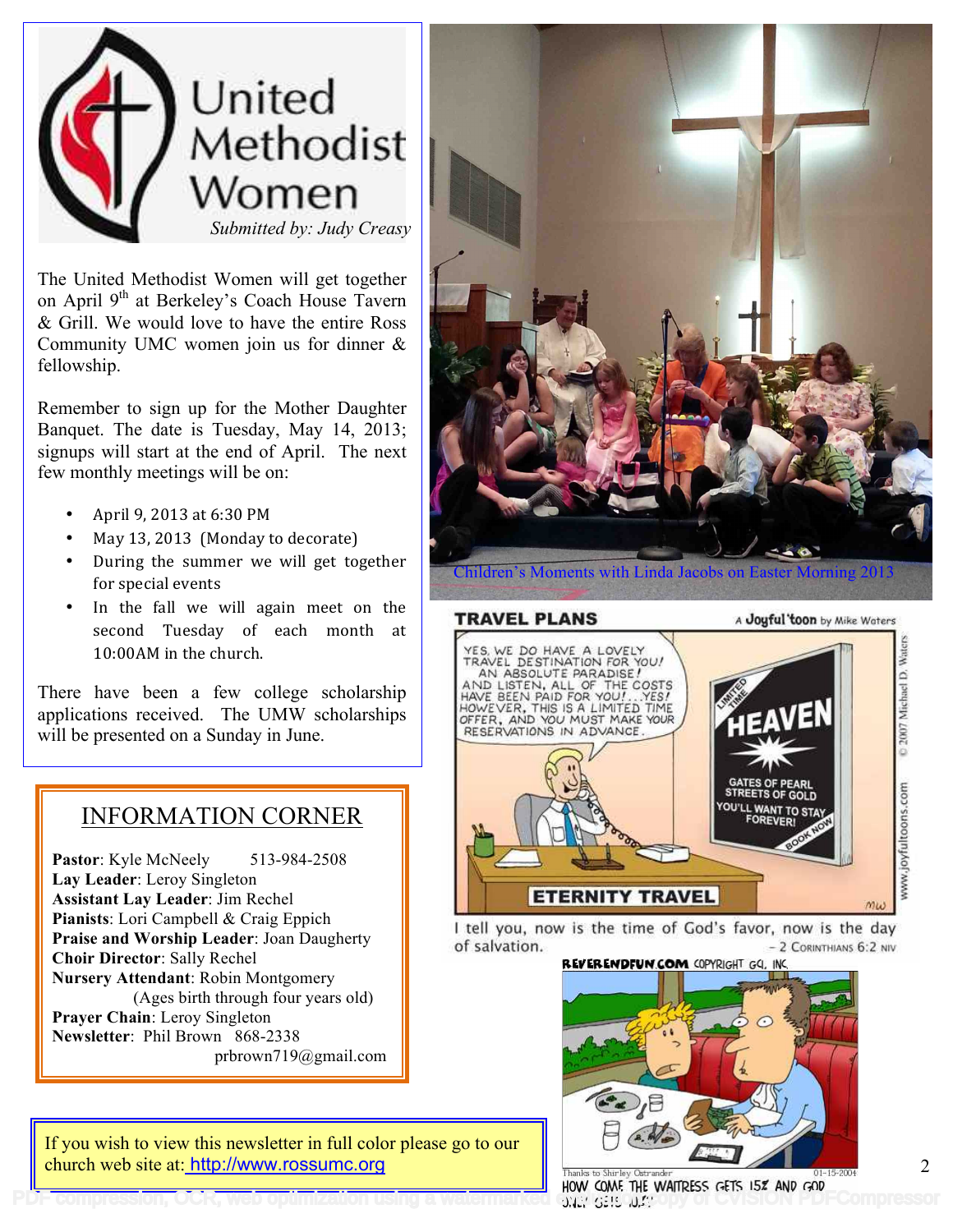# United Methodist Women

*Submitted by: Judy Creasy*

The United Methodist Women will get together on April 9th at Berkeley's Coach House Tavern & Grill. We would love to have the entire Ross Community UMC women join us for dinner & fellowship.

Remember to sign up for the Mother Daughter Banquet. The date is Tuesday, May 14, 2013; signups will start at the end of April. The next few monthly meetings will be on:

- April 9, 2013 at 6:30 PM
- May 13, 2013 (Monday to decorate)
- During the summer we will get together for special events
- In the fall we will again meet on the second Tuesday of each month at 10:00AM in the church.

There have been a few college scholarship applications received. The UMW scholarships will be presented on a Sunday in June.

Children's Moments with Linda Jacobs on Easter Morning 2013

## INFORMATION CORNER

**Pastor**: Kyle McNeely 513-984-2508
**Lay Leader**: Leroy Singleton
**Assistant Lay Leader**: Jim Rechel
**Pianists**: Lori Campbell & Craig Eppich
**Praise and Worship Leader**: Joan Daugherty
**Choir Director**: Sally Rechel
**Nursery Attendant**: Robin Montgomery (Ages birth through four years old)
**Prayer Chain**: Leroy Singleton
**Newsletter**: Phil Brown 868-2338 prbrown719@gmail.com

I tell you, now is the time of God's favor, now is the day of salvation. – 2 Corinthians 6:2 NIV

If you wish to view this newsletter in full color please go to our church web site at: http://www.rossumc.org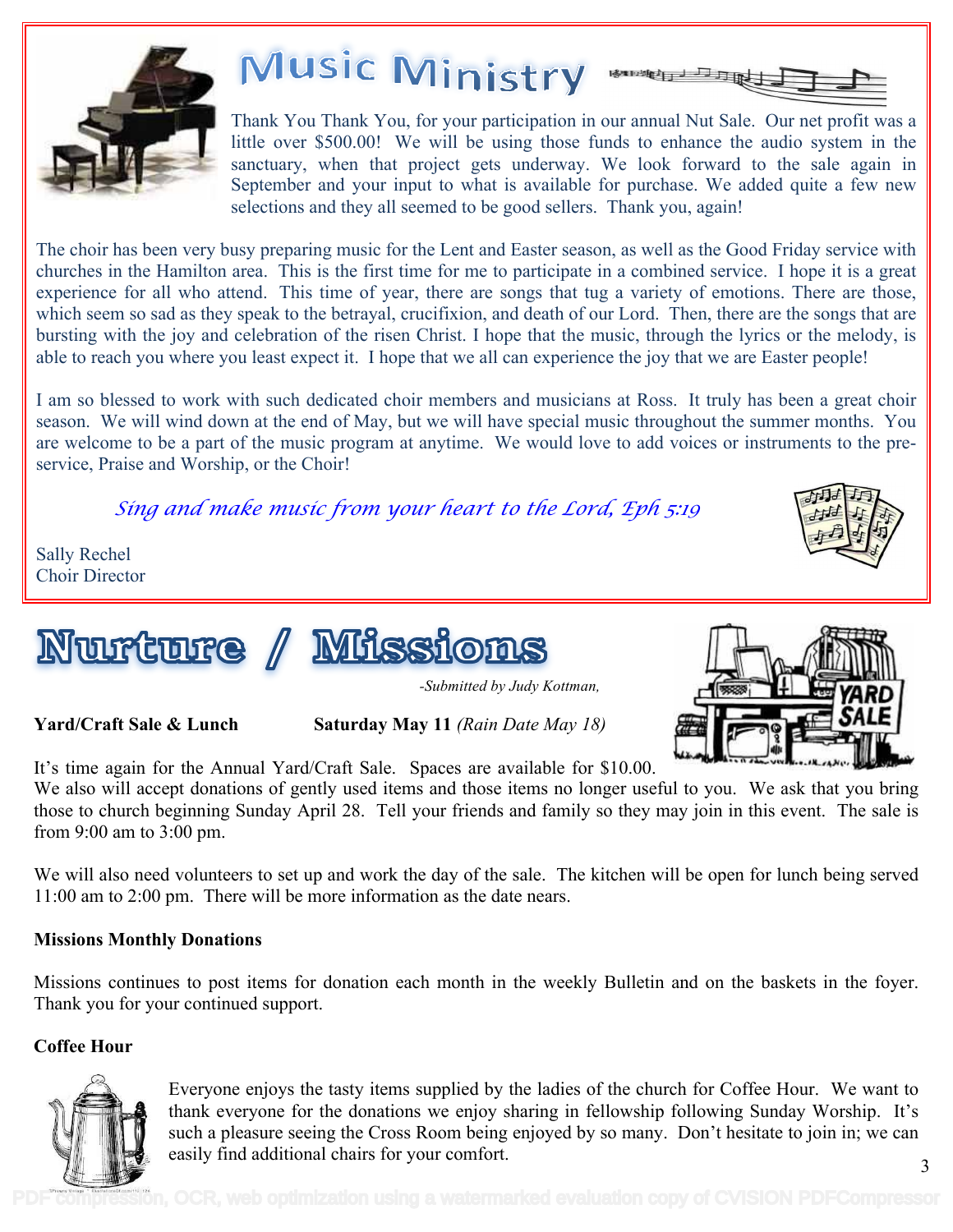# Music Ministry

Thank You Thank You, for your participation in our annual Nut Sale. Our net profit was a little over $500.00! We will be using those funds to enhance the audio system in the sanctuary, when that project gets underway. We look forward to the sale again in September and your input to what is available for purchase. We added quite a few new selections and they all seemed to be good sellers. Thank you, again!

The choir has been very busy preparing music for the Lent and Easter season, as well as the Good Friday service with churches in the Hamilton area. This is the first time for me to participate in a combined service. I hope it is a great experience for all who attend. This time of year, there are songs that tug a variety of emotions. There are those, which seem so sad as they speak to the betrayal, crucifixion, and death of our Lord. Then, there are the songs that are bursting with the joy and celebration of the risen Christ. I hope that the music, through the lyrics or the melody, is able to reach you where you least expect it. I hope that we all can experience the joy that we are Easter people!

I am so blessed to work with such dedicated choir members and musicians at Ross. It truly has been a great choir season. We will wind down at the end of May, but we will have special music throughout the summer months. You are welcome to be a part of the music program at anytime. We would love to add voices or instruments to the pre-service, Praise and Worship, or the Choir!

*Sing and make music from your heart to the Lord, Eph 5:19*

Sally Rechel
Choir Director

# Nurture / Missions

*-Submitted by Judy Kottman,*

**Yard/Craft Sale & Lunch** **Saturday May 11** *(Rain Date May 18)*

It's time again for the Annual Yard/Craft Sale. Spaces are available for $10.00. We also will accept donations of gently used items and those items no longer useful to you. We ask that you bring those to church beginning Sunday April 28. Tell your friends and family so they may join in this event. The sale is from 9:00 am to 3:00 pm.

We will also need volunteers to set up and work the day of the sale. The kitchen will be open for lunch being served 11:00 am to 2:00 pm. There will be more information as the date nears.

**Missions Monthly Donations**

Missions continues to post items for donation each month in the weekly Bulletin and on the baskets in the foyer. Thank you for your continued support.

**Coffee Hour**

Everyone enjoys the tasty items supplied by the ladies of the church for Coffee Hour. We want to thank everyone for the donations we enjoy sharing in fellowship following Sunday Worship. It's such a pleasure seeing the Cross Room being enjoyed by so many. Don't hesitate to join in; we can easily find additional chairs for your comfort.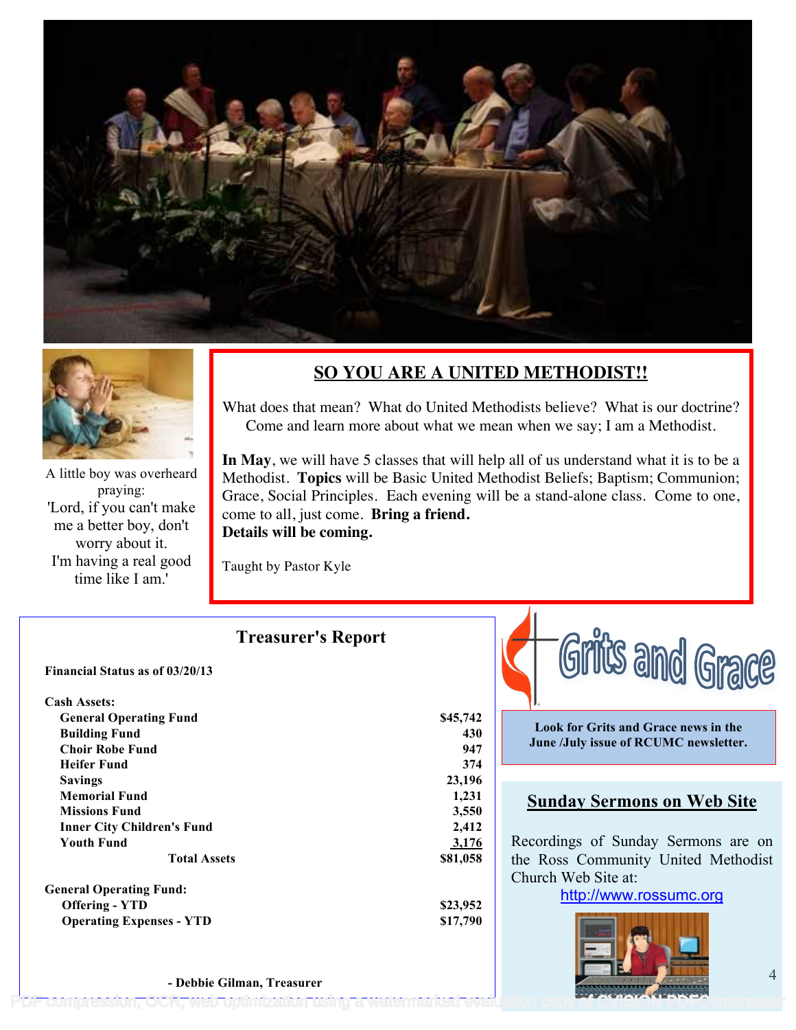A little boy was overheard praying:
'Lord, if you can't make me a better boy, don't worry about it.
I'm having a real good time like I am.'

## SO YOU ARE A UNITED METHODIST!!

What does that mean? What do United Methodists believe? What is our doctrine? Come and learn more about what we mean when we say; I am a Methodist.

**In May**, we will have 5 classes that will help all of us understand what it is to be a Methodist. **Topics** will be Basic United Methodist Beliefs; Baptism; Communion; Grace, Social Principles. Each evening will be a stand-alone class. Come to one, come to all, just come. **Bring a friend.**
**Details will be coming.**

Taught by Pastor Kyle

## Treasurer's Report

**Financial Status as of 03/20/13**

| **Cash Assets:** | |
|---|---|
| **General Operating Fund** | **$45,742** |
| **Building Fund** | **430** |
| **Choir Robe Fund** | **947** |
| **Heifer Fund** | **374** |
| **Savings** | **23,196** |
| **Memorial Fund** | **1,231** |
| **Missions Fund** | **3,550** |
| **Inner City Children's Fund** | **2,412** |
| **Youth Fund** | **3,176** |
| **Total Assets** | **$81,058** |
| **General Operating Fund:** | |
| **Offering - YTD** | **$23,952** |
| **Operating Expenses - YTD** | **$17,790** |

**- Debbie Gilman, Treasurer**

## Grits and Grace

**Look for Grits and Grace news in the June /July issue of RCUMC newsletter.**

## Sunday Sermons on Web Site

Recordings of Sunday Sermons are on the Ross Community United Methodist Church Web Site at:
http://www.rossumc.org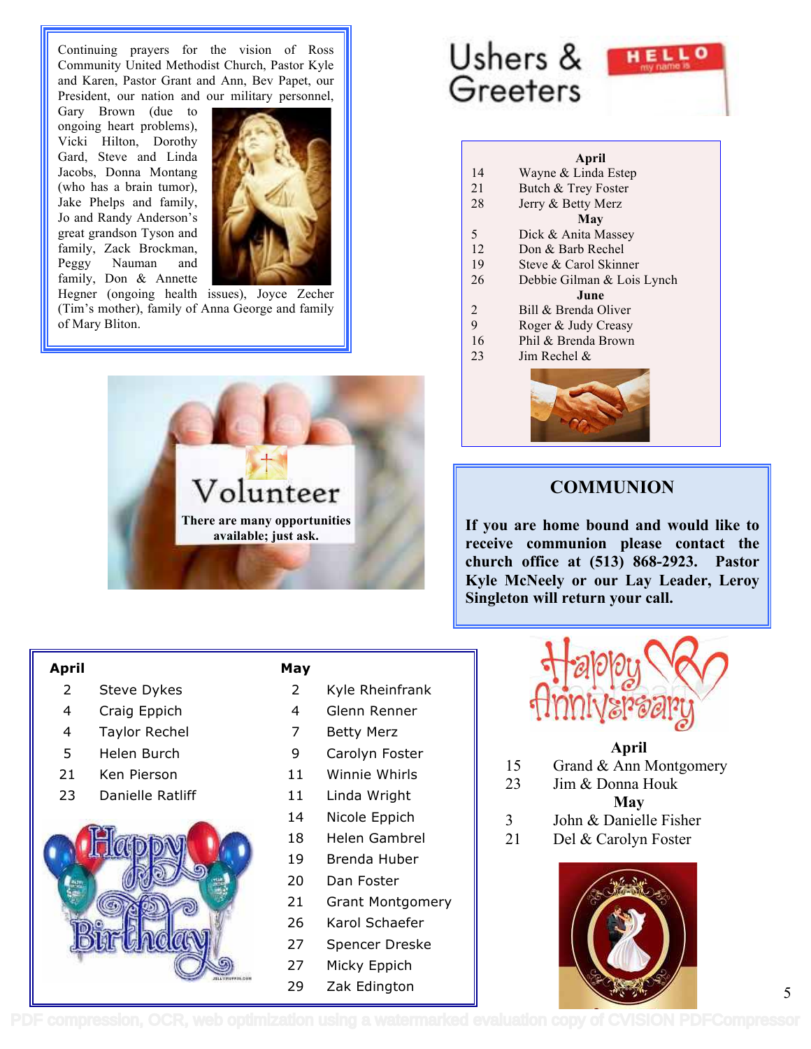Continuing prayers for the vision of Ross Community United Methodist Church, Pastor Kyle and Karen, Pastor Grant and Ann, Bev Papet, our President, our nation and our military personnel, Gary Brown (due to ongoing heart problems), Vicki Hilton, Dorothy Gard, Steve and Linda Jacobs, Donna Montang (who has a brain tumor), Jake Phelps and family, Jo and Randy Anderson's great grandson Tyson and family, Zack Brockman, Peggy Nauman and family, Don & Annette Hegner (ongoing health issues), Joyce Zecher (Tim's mother), family of Anna George and family of Mary Bliton.

## Ushers & Greeters

**April**

| | |
|---|---|
| 14 | Wayne & Linda Estep |
| 21 | Butch & Trey Foster |
| 28 | Jerry & Betty Merz |

**May**

| | |
|---|---|
| 5 | Dick & Anita Massey |
| 12 | Don & Barb Rechel |
| 19 | Steve & Carol Skinner |
| 26 | Debbie Gilman & Lois Lynch |

**June**

| | |
|---|---|
| 2 | Bill & Brenda Oliver |
| 9 | Roger & Judy Creasy |
| 16 | Phil & Brenda Brown |
| 23 | Jim Rechel & |

## Volunteer

**There are many opportunities available; just ask.**

## COMMUNION

**If you are home bound and would like to receive communion please contact the church office at (513) 868-2923. Pastor Kyle McNeely or our Lay Leader, Leroy Singleton will return your call.**

## Happy Birthday

**April**

| | |
|---|---|
| 2 | Steve Dykes |
| 4 | Craig Eppich |
| 4 | Taylor Rechel |
| 5 | Helen Burch |
| 21 | Ken Pierson |
| 23 | Danielle Ratliff |

**May**

| | |
|---|---|
| 2 | Kyle Rheinfrank |
| 4 | Glenn Renner |
| 7 | Betty Merz |
| 9 | Carolyn Foster |
| 11 | Winnie Whirls |
| 11 | Linda Wright |
| 14 | Nicole Eppich |
| 18 | Helen Gambrel |
| 19 | Brenda Huber |
| 20 | Dan Foster |
| 21 | Grant Montgomery |
| 26 | Karol Schaefer |
| 27 | Spencer Dreske |
| 27 | Micky Eppich |
| 29 | Zak Edington |

## Happy Anniversary

**April**

| | |
|---|---|
| 15 | Grand & Ann Montgomery |
| 23 | Jim & Donna Houk |

**May**

| | |
|---|---|
| 3 | John & Danielle Fisher |
| 21 | Del & Carolyn Foster |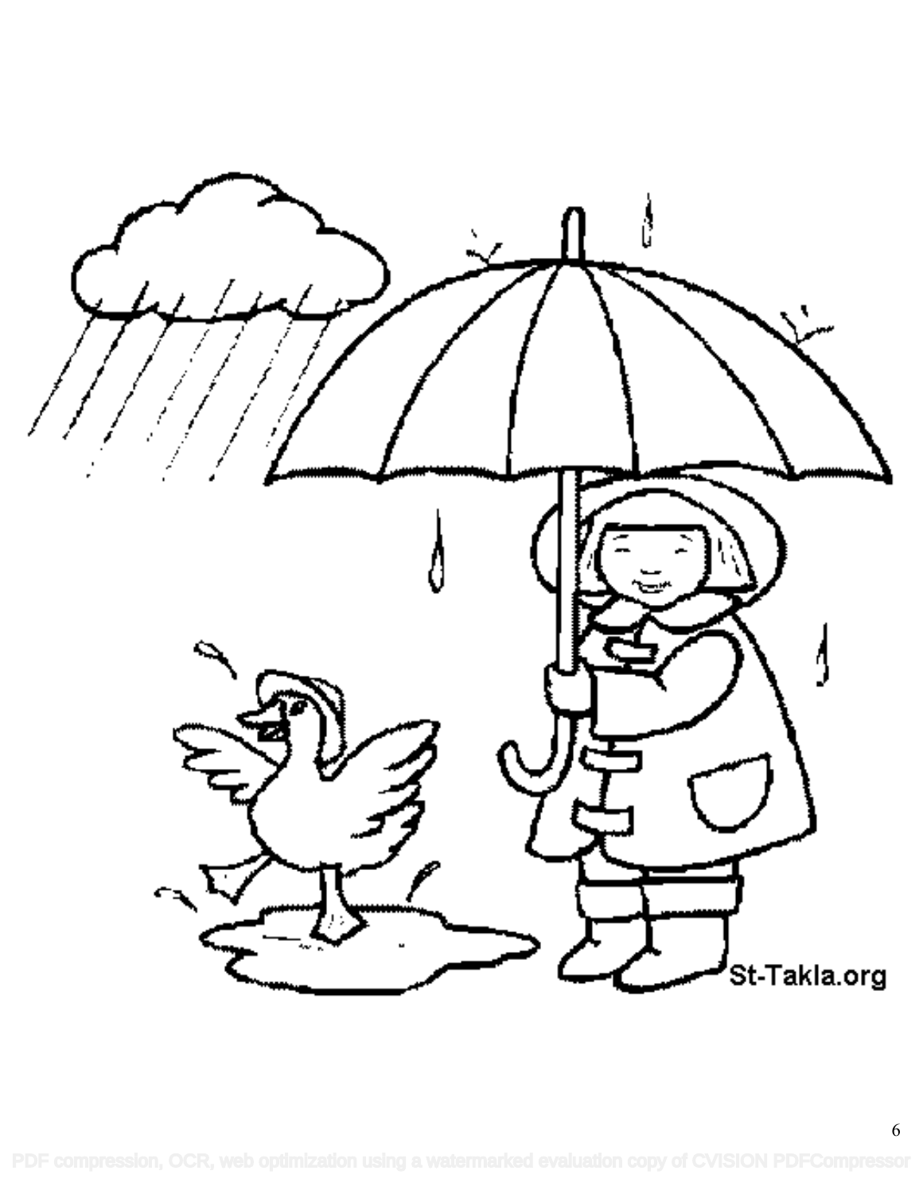St-Takla.org